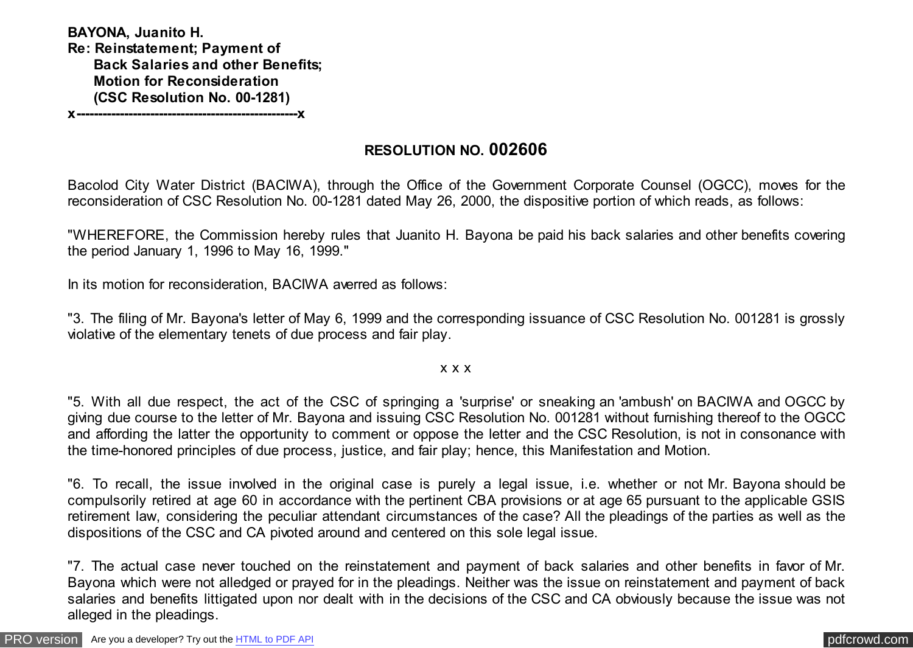**BAYONA, Juanito H.**
**Re: Reinstatement; Payment of**
**Back Salaries and other Benefits;**
**Motion for Reconsideration**
**(CSC Resolution No. 00-1281)**
**x-------------------------------------------------x**

## RESOLUTION NO. 002606

Bacolod City Water District (BACIWA), through the Office of the Government Corporate Counsel (OGCC), moves for the reconsideration of CSC Resolution No. 00-1281 dated May 26, 2000, the dispositive portion of which reads, as follows:

"WHEREFORE, the Commission hereby rules that Juanito H. Bayona be paid his back salaries and other benefits covering the period January 1, 1996 to May 16, 1999."

In its motion for reconsideration, BACIWA averred as follows:

"3. The filing of Mr. Bayona's letter of May 6, 1999 and the corresponding issuance of CSC Resolution No. 001281 is grossly violative of the elementary tenets of due process and fair play.

x x x

"5. With all due respect, the act of the CSC of springing a 'surprise' or sneaking an 'ambush' on BACIWA and OGCC by giving due course to the letter of Mr. Bayona and issuing CSC Resolution No. 001281 without furnishing thereof to the OGCC and affording the latter the opportunity to comment or oppose the letter and the CSC Resolution, is not in consonance with the time-honored principles of due process, justice, and fair play; hence, this Manifestation and Motion.

"6. To recall, the issue involved in the original case is purely a legal issue, i.e. whether or not Mr. Bayona should be compulsorily retired at age 60 in accordance with the pertinent CBA provisions or at age 65 pursuant to the applicable GSIS retirement law, considering the peculiar attendant circumstances of the case? All the pleadings of the parties as well as the dispositions of the CSC and CA pivoted around and centered on this sole legal issue.

"7. The actual case never touched on the reinstatement and payment of back salaries and other benefits in favor of Mr. Bayona which were not alledged or prayed for in the pleadings. Neither was the issue on reinstatement and payment of back salaries and benefits littigated upon nor dealt with in the decisions of the CSC and CA obviously because the issue was not alleged in the pleadings.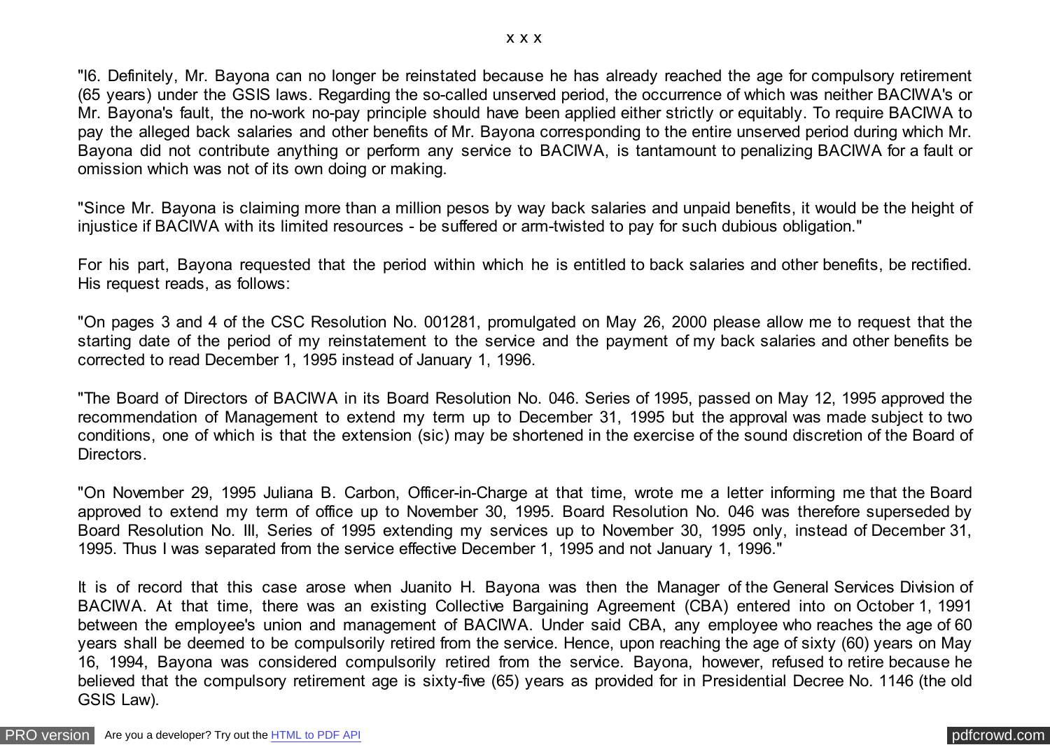x x x

"l6. Definitely, Mr. Bayona can no longer be reinstated because he has already reached the age for compulsory retirement (65 years) under the GSIS laws. Regarding the so-called unserved period, the occurrence of which was neither BACIWA's or Mr. Bayona's fault, the no-work no-pay principle should have been applied either strictly or equitably. To require BACIWA to pay the alleged back salaries and other benefits of Mr. Bayona corresponding to the entire unserved period during which Mr. Bayona did not contribute anything or perform any service to BACIWA, is tantamount to penalizing BACIWA for a fault or omission which was not of its own doing or making.

"Since Mr. Bayona is claiming more than a million pesos by way back salaries and unpaid benefits, it would be the height of injustice if BACIWA with its limited resources - be suffered or arm-twisted to pay for such dubious obligation."

For his part, Bayona requested that the period within which he is entitled to back salaries and other benefits, be rectified. His request reads, as follows:

"On pages 3 and 4 of the CSC Resolution No. 001281, promulgated on May 26, 2000 please allow me to request that the starting date of the period of my reinstatement to the service and the payment of my back salaries and other benefits be corrected to read December 1, 1995 instead of January 1, 1996.

"The Board of Directors of BACIWA in its Board Resolution No. 046. Series of 1995, passed on May 12, 1995 approved the recommendation of Management to extend my term up to December 31, 1995 but the approval was made subject to two conditions, one of which is that the extension (sic) may be shortened in the exercise of the sound discretion of the Board of Directors.

"On November 29, 1995 Juliana B. Carbon, Officer-in-Charge at that time, wrote me a letter informing me that the Board approved to extend my term of office up to November 30, 1995. Board Resolution No. 046 was therefore superseded by Board Resolution No. III, Series of 1995 extending my services up to November 30, 1995 only, instead of December 31, 1995. Thus I was separated from the service effective December 1, 1995 and not January 1, 1996."

It is of record that this case arose when Juanito H. Bayona was then the Manager of the General Services Division of BACIWA. At that time, there was an existing Collective Bargaining Agreement (CBA) entered into on October 1, 1991 between the employee's union and management of BACIWA. Under said CBA, any employee who reaches the age of 60 years shall be deemed to be compulsorily retired from the service. Hence, upon reaching the age of sixty (60) years on May 16, 1994, Bayona was considered compulsorily retired from the service. Bayona, however, refused to retire because he believed that the compulsory retirement age is sixty-five (65) years as provided for in Presidential Decree No. 1146 (the old GSIS Law).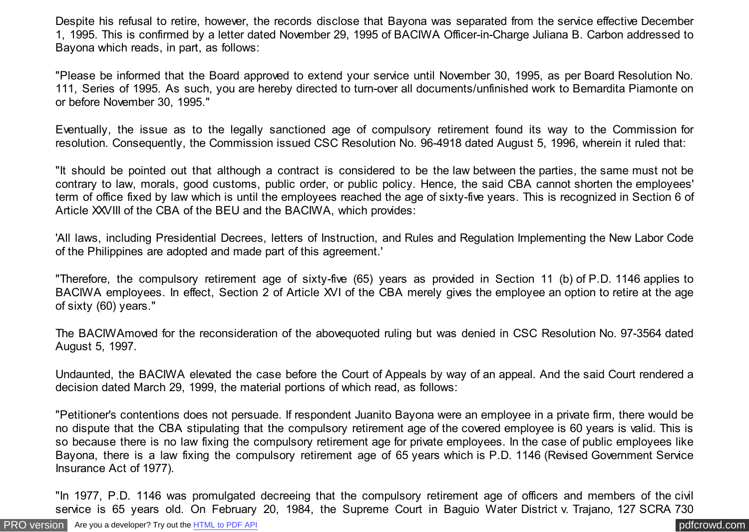Despite his refusal to retire, however, the records disclose that Bayona was separated from the service effective December 1, 1995. This is confirmed by a letter dated November 29, 1995 of BACIWA Officer-in-Charge Juliana B. Carbon addressed to Bayona which reads, in part, as follows:

"Please be informed that the Board approved to extend your service until November 30, 1995, as per Board Resolution No. 111, Series of 1995. As such, you are hereby directed to turn-over all documents/unfinished work to Bernardita Piamonte on or before November 30, 1995."

Eventually, the issue as to the legally sanctioned age of compulsory retirement found its way to the Commission for resolution. Consequently, the Commission issued CSC Resolution No. 96-4918 dated August 5, 1996, wherein it ruled that:

"It should be pointed out that although a contract is considered to be the law between the parties, the same must not be contrary to law, morals, good customs, public order, or public policy. Hence, the said CBA cannot shorten the employees' term of office fixed by law which is until the employees reached the age of sixty-five years. This is recognized in Section 6 of Article XXVIII of the CBA of the BEU and the BACIWA, which provides:

'All laws, including Presidential Decrees, letters of Instruction, and Rules and Regulation Implementing the New Labor Code of the Philippines are adopted and made part of this agreement.'

"Therefore, the compulsory retirement age of sixty-five (65) years as provided in Section 11 (b) of P.D. 1146 applies to BACIWA employees. In effect, Section 2 of Article XVI of the CBA merely gives the employee an option to retire at the age of sixty (60) years."

The BACIWAmoved for the reconsideration of the abovequoted ruling but was denied in CSC Resolution No. 97-3564 dated August 5, 1997.

Undaunted, the BACIWA elevated the case before the Court of Appeals by way of an appeal. And the said Court rendered a decision dated March 29, 1999, the material portions of which read, as follows:

"Petitioner's contentions does not persuade. If respondent Juanito Bayona were an employee in a private firm, there would be no dispute that the CBA stipulating that the compulsory retirement age of the covered employee is 60 years is valid. This is so because there is no law fixing the compulsory retirement age for private employees. In the case of public employees like Bayona, there is a law fixing the compulsory retirement age of 65 years which is P.D. 1146 (Revised Government Service Insurance Act of 1977).

"In 1977, P.D. 1146 was promulgated decreeing that the compulsory retirement age of officers and members of the civil service is 65 years old. On February 20, 1984, the Supreme Court in Baguio Water District v. Trajano, 127 SCRA 730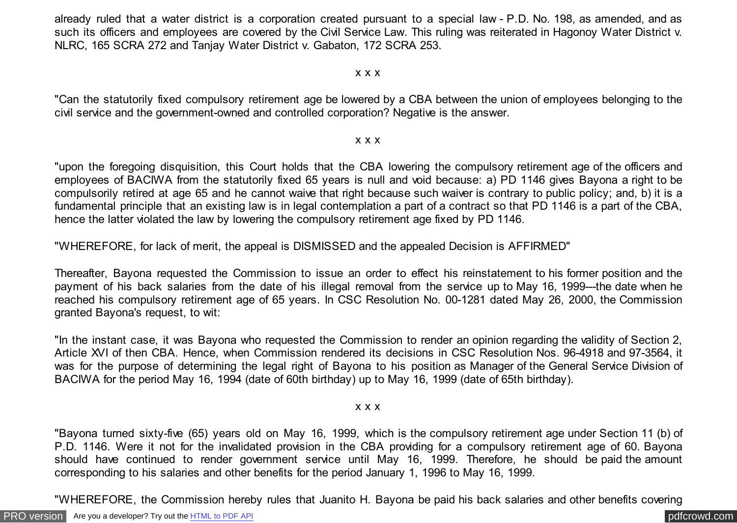already ruled that a water district is a corporation created pursuant to a special law - P.D. No. 198, as amended, and as such its officers and employees are covered by the Civil Service Law. This ruling was reiterated in Hagonoy Water District v. NLRC, 165 SCRA 272 and Tanjay Water District v. Gabaton, 172 SCRA 253.

x x x

"Can the statutorily fixed compulsory retirement age be lowered by a CBA between the union of employees belonging to the civil service and the government-owned and controlled corporation? Negative is the answer.

x x x

"upon the foregoing disquisition, this Court holds that the CBA lowering the compulsory retirement age of the officers and employees of BACIWA from the statutorily fixed 65 years is null and void because: a) PD 1146 gives Bayona a right to be compulsorily retired at age 65 and he cannot waive that right because such waiver is contrary to public policy; and, b) it is a fundamental principle that an existing law is in legal contemplation a part of a contract so that PD 1146 is a part of the CBA, hence the latter violated the law by lowering the compulsory retirement age fixed by PD 1146.

"WHEREFORE, for lack of merit, the appeal is DISMISSED and the appealed Decision is AFFIRMED"

Thereafter, Bayona requested the Commission to issue an order to effect his reinstatement to his former position and the payment of his back salaries from the date of his illegal removal from the service up to May 16, 1999---the date when he reached his compulsory retirement age of 65 years. In CSC Resolution No. 00-1281 dated May 26, 2000, the Commission granted Bayona's request, to wit:

"In the instant case, it was Bayona who requested the Commission to render an opinion regarding the validity of Section 2, Article XVI of then CBA. Hence, when Commission rendered its decisions in CSC Resolution Nos. 96-4918 and 97-3564, it was for the purpose of determining the legal right of Bayona to his position as Manager of the General Service Division of BACIWA for the period May 16, 1994 (date of 60th birthday) up to May 16, 1999 (date of 65th birthday).

x x x

"Bayona turned sixty-five (65) years old on May 16, 1999, which is the compulsory retirement age under Section 11 (b) of P.D. 1146. Were it not for the invalidated provision in the CBA providing for a compulsory retirement age of 60. Bayona should have continued to render government service until May 16, 1999. Therefore, he should be paid the amount corresponding to his salaries and other benefits for the period January 1, 1996 to May 16, 1999.

"WHEREFORE, the Commission hereby rules that Juanito H. Bayona be paid his back salaries and other benefits covering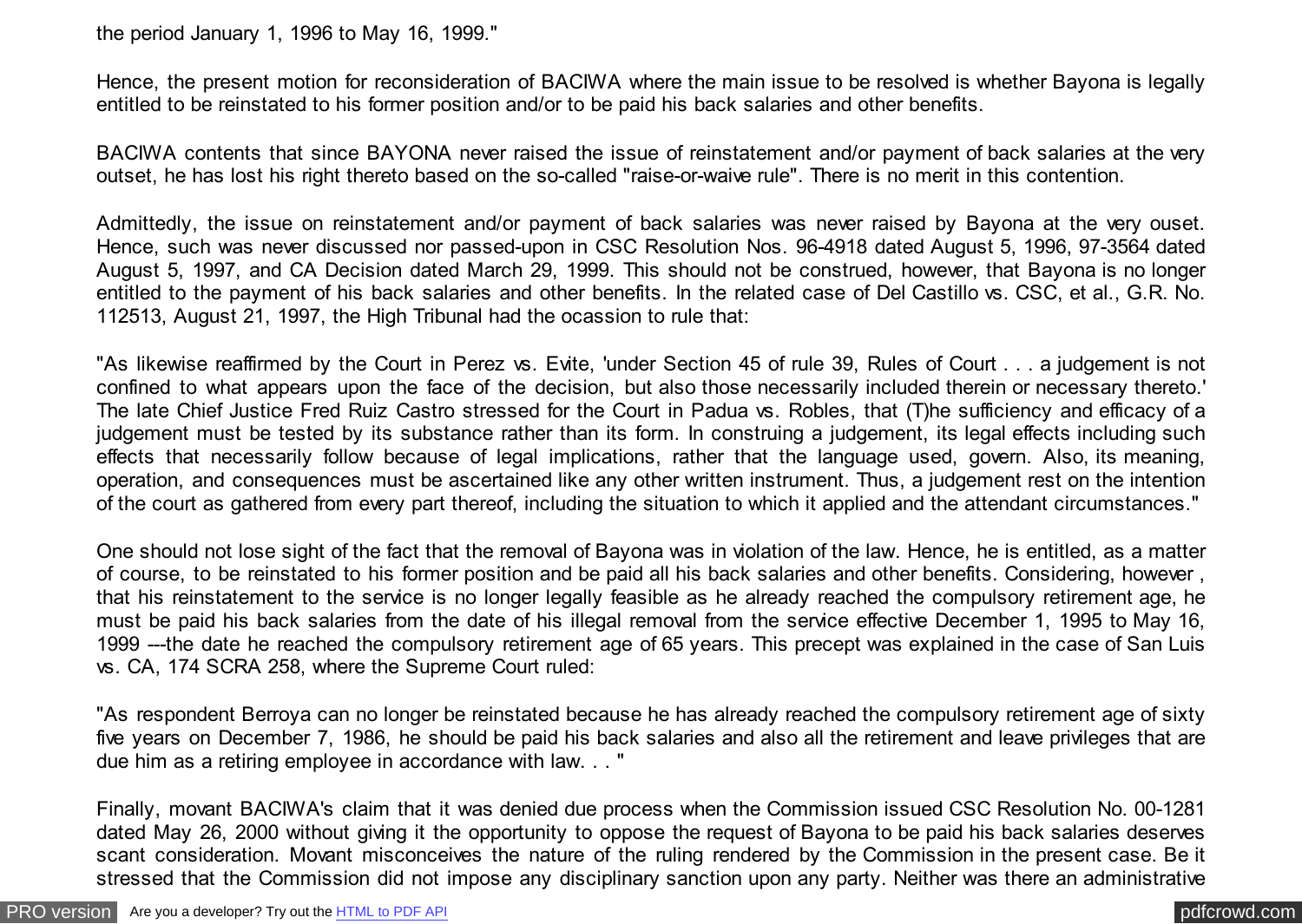the period January 1, 1996 to May 16, 1999."

Hence, the present motion for reconsideration of BACIWA where the main issue to be resolved is whether Bayona is legally entitled to be reinstated to his former position and/or to be paid his back salaries and other benefits.

BACIWA contents that since BAYONA never raised the issue of reinstatement and/or payment of back salaries at the very outset, he has lost his right thereto based on the so-called "raise-or-waive rule". There is no merit in this contention.

Admittedly, the issue on reinstatement and/or payment of back salaries was never raised by Bayona at the very ouset. Hence, such was never discussed nor passed-upon in CSC Resolution Nos. 96-4918 dated August 5, 1996, 97-3564 dated August 5, 1997, and CA Decision dated March 29, 1999. This should not be construed, however, that Bayona is no longer entitled to the payment of his back salaries and other benefits. In the related case of Del Castillo vs. CSC, et al., G.R. No. 112513, August 21, 1997, the High Tribunal had the ocassion to rule that:

"As likewise reaffirmed by the Court in Perez vs. Evite, 'under Section 45 of rule 39, Rules of Court . . . a judgement is not confined to what appears upon the face of the decision, but also those necessarily included therein or necessary thereto.' The late Chief Justice Fred Ruiz Castro stressed for the Court in Padua vs. Robles, that (T)he sufficiency and efficacy of a judgement must be tested by its substance rather than its form. In construing a judgement, its legal effects including such effects that necessarily follow because of legal implications, rather that the language used, govern. Also, its meaning, operation, and consequences must be ascertained like any other written instrument. Thus, a judgement rest on the intention of the court as gathered from every part thereof, including the situation to which it applied and the attendant circumstances."

One should not lose sight of the fact that the removal of Bayona was in violation of the law. Hence, he is entitled, as a matter of course, to be reinstated to his former position and be paid all his back salaries and other benefits. Considering, however , that his reinstatement to the service is no longer legally feasible as he already reached the compulsory retirement age, he must be paid his back salaries from the date of his illegal removal from the service effective December 1, 1995 to May 16, 1999 ---the date he reached the compulsory retirement age of 65 years. This precept was explained in the case of San Luis vs. CA, 174 SCRA 258, where the Supreme Court ruled:

"As respondent Berroya can no longer be reinstated because he has already reached the compulsory retirement age of sixty five years on December 7, 1986, he should be paid his back salaries and also all the retirement and leave privileges that are due him as a retiring employee in accordance with law. . . "

Finally, movant BACIWA's claim that it was denied due process when the Commission issued CSC Resolution No. 00-1281 dated May 26, 2000 without giving it the opportunity to oppose the request of Bayona to be paid his back salaries deserves scant consideration. Movant misconceives the nature of the ruling rendered by the Commission in the present case. Be it stressed that the Commission did not impose any disciplinary sanction upon any party. Neither was there an administrative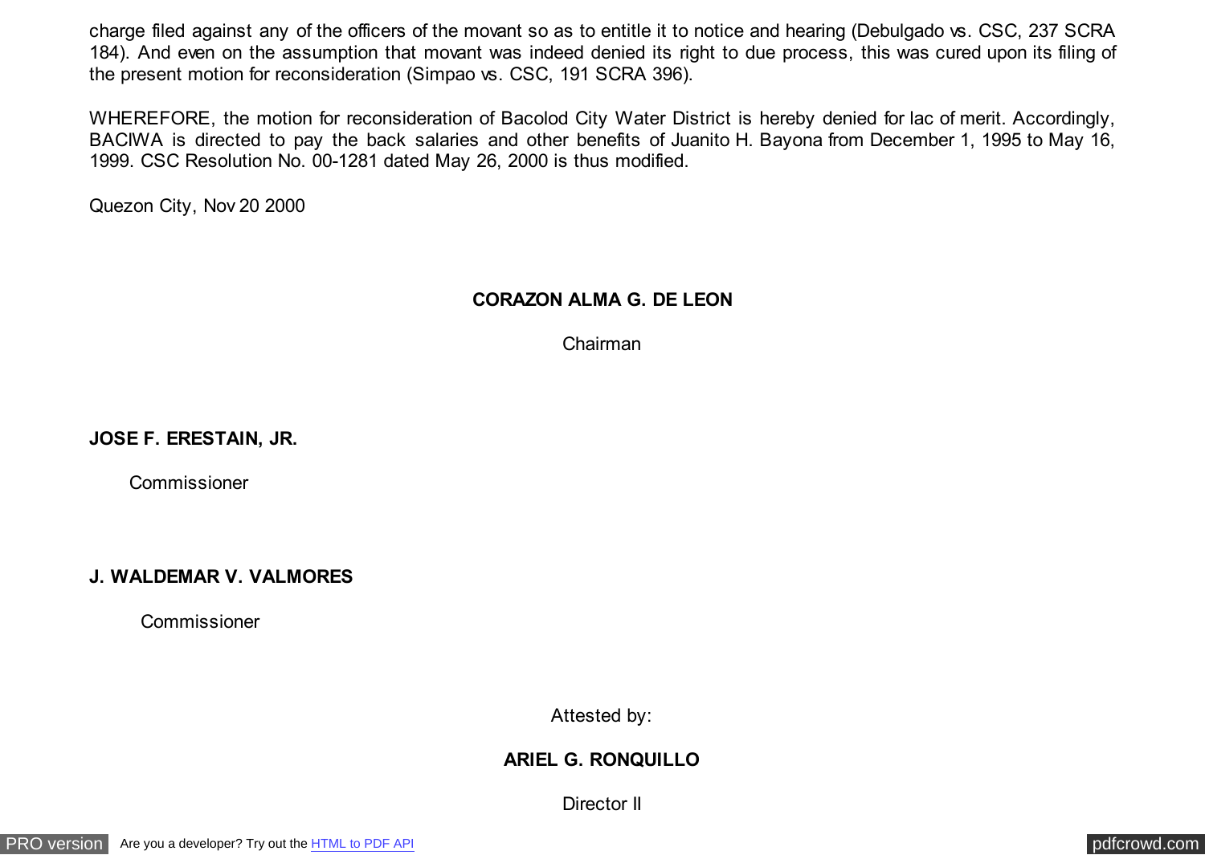charge filed against any of the officers of the movant so as to entitle it to notice and hearing (Debulgado vs. CSC, 237 SCRA 184). And even on the assumption that movant was indeed denied its right to due process, this was cured upon its filing of the present motion for reconsideration (Simpao vs. CSC, 191 SCRA 396).

WHEREFORE, the motion for reconsideration of Bacolod City Water District is hereby denied for lac of merit. Accordingly, BACIWA is directed to pay the back salaries and other benefits of Juanito H. Bayona from December 1, 1995 to May 16, 1999. CSC Resolution No. 00-1281 dated May 26, 2000 is thus modified.

Quezon City, Nov 20 2000

**CORAZON ALMA G. DE LEON**

Chairman

**JOSE F. ERESTAIN, JR.**

Commissioner

**J. WALDEMAR V. VALMORES**

Commissioner

Attested by:

**ARIEL G. RONQUILLO**

Director II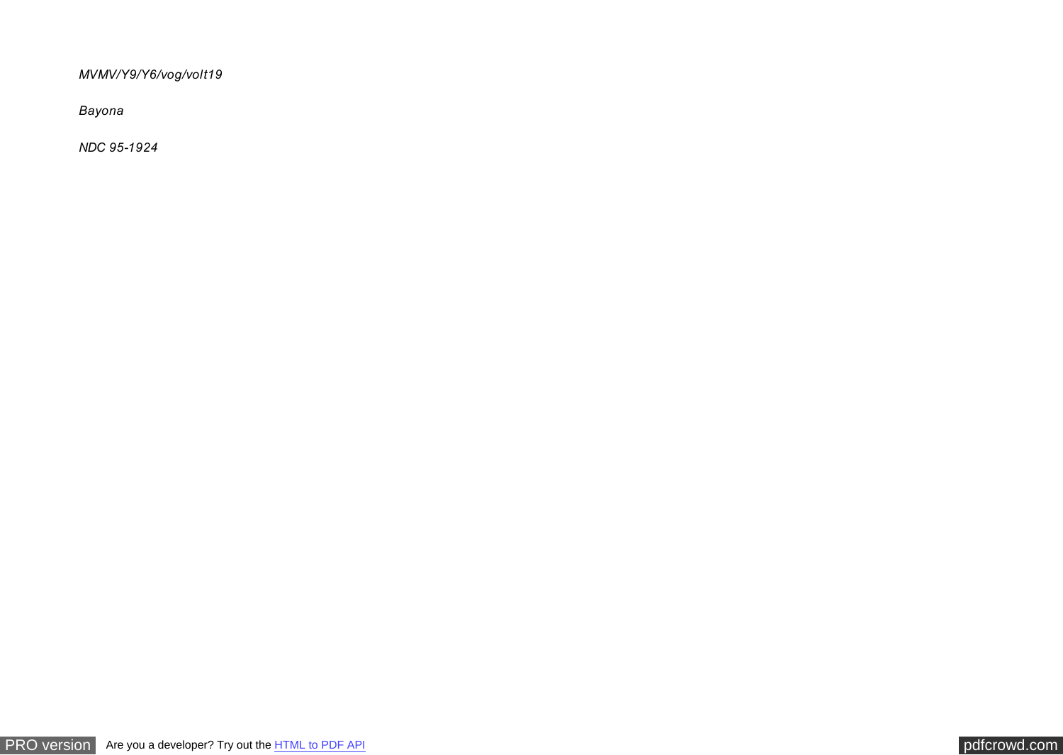*MVMV/Y9/Y6/vog/volt19*

*Bayona*

*NDC 95-1924*